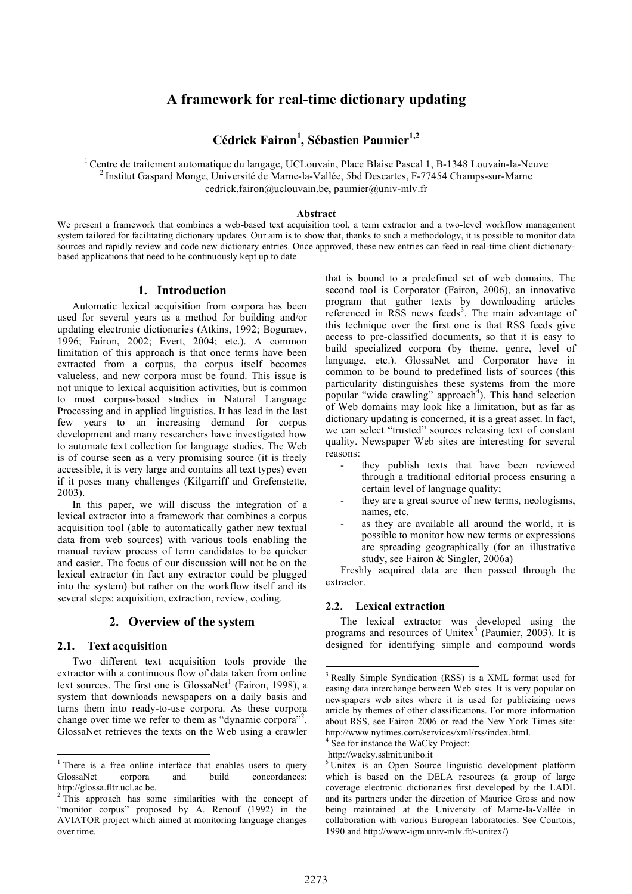# A framework for real-time dictionary updating

**Cédrick Fairon[1], Sébastien Paumier[1,2]**

[1] Centre de traitement automatique du langage, UCLouvain, Place Blaise Pascal 1, B-1348 Louvain-la-Neuve
[2] Institut Gaspard Monge, Université de Marne-la-Vallée, 5bd Descartes, F-77454 Champs-sur-Marne
cedrick.fairon@uclouvain.be, paumier@univ-mlv.fr

**Abstract**

We present a framework that combines a web-based text acquisition tool, a term extractor and a two-level workflow management system tailored for facilitating dictionary updates. Our aim is to show that, thanks to such a methodology, it is possible to monitor data sources and rapidly review and code new dictionary entries. Once approved, these new entries can feed in real-time client dictionary-based applications that need to be continuously kept up to date.

## 1. Introduction

Automatic lexical acquisition from corpora has been used for several years as a method for building and/or updating electronic dictionaries (Atkins, 1992; Boguraev, 1996; Fairon, 2002; Evert, 2004; etc.). A common limitation of this approach is that once terms have been extracted from a corpus, the corpus itself becomes valueless, and new corpora must be found. This issue is not unique to lexical acquisition activities, but is common to most corpus-based studies in Natural Language Processing and in applied linguistics. It has lead in the last few years to an increasing demand for corpus development and many researchers have investigated how to automate text collection for language studies. The Web is of course seen as a very promising source (it is freely accessible, it is very large and contains all text types) even if it poses many challenges (Kilgarriff and Grefenstette, 2003).

In this paper, we will discuss the integration of a lexical extractor into a framework that combines a corpus acquisition tool (able to automatically gather new textual data from web sources) with various tools enabling the manual review process of term candidates to be quicker and easier. The focus of our discussion will not be on the lexical extractor (in fact any extractor could be plugged into the system) but rather on the workflow itself and its several steps: acquisition, extraction, review, coding.

## 2. Overview of the system

### 2.1. Text acquisition

Two different text acquisition tools provide the extractor with a continuous flow of data taken from online text sources. The first one is GlossaNet[1] (Fairon, 1998), a system that downloads newspapers on a daily basis and turns them into ready-to-use corpora. As these corpora change over time we refer to them as "dynamic corpora"[2]. GlossaNet retrieves the texts on the Web using a crawler that is bound to a predefined set of web domains. The second tool is Corporator (Fairon, 2006), an innovative program that gather texts by downloading articles referenced in RSS news feeds[3]. The main advantage of this technique over the first one is that RSS feeds give access to pre-classified documents, so that it is easy to build specialized corpora (by theme, genre, level of language, etc.). GlossaNet and Corporator have in common to be bound to predefined lists of sources (this particularity distinguishes these systems from the more popular "wide crawling" approach[4]). This hand selection of Web domains may look like a limitation, but as far as dictionary updating is concerned, it is a great asset. In fact, we can select "trusted" sources releasing text of constant quality. Newspaper Web sites are interesting for several reasons:

- they publish texts that have been reviewed through a traditional editorial process ensuring a certain level of language quality;
- they are a great source of new terms, neologisms, names, etc.
- as they are available all around the world, it is possible to monitor how new terms or expressions are spreading geographically (for an illustrative study, see Fairon & Singler, 2006a)

Freshly acquired data are then passed through the extractor.

### 2.2. Lexical extraction

The lexical extractor was developed using the programs and resources of Unitex[5] (Paumier, 2003). It is designed for identifying simple and compound words

---

[1] There is a free online interface that enables users to query GlossaNet corpora and build concordances: http://glossa.fltr.ucl.ac.be.

[2] This approach has some similarities with the concept of "monitor corpus" proposed by A. Renouf (1992) in the AVIATOR project which aimed at monitoring language changes over time.

[3] Really Simple Syndication (RSS) is a XML format used for easing data interchange between Web sites. It is very popular on newspapers web sites where it is used for publicizing news article by themes of other classifications. For more information about RSS, see Fairon 2006 or read the New York Times site: http://www.nytimes.com/services/xml/rss/index.html.

[4] See for instance the WaCky Project: http://wacky.sslmit.unibo.it

[5] Unitex is an Open Source linguistic development platform which is based on the DELA resources (a group of large coverage electronic dictionaries first developed by the LADL and its partners under the direction of Maurice Gross and now being maintained at the University of Marne-la-Vallée in collaboration with various European laboratories. See Courtois, 1990 and http://www-igm.univ-mlv.fr/~unitex/)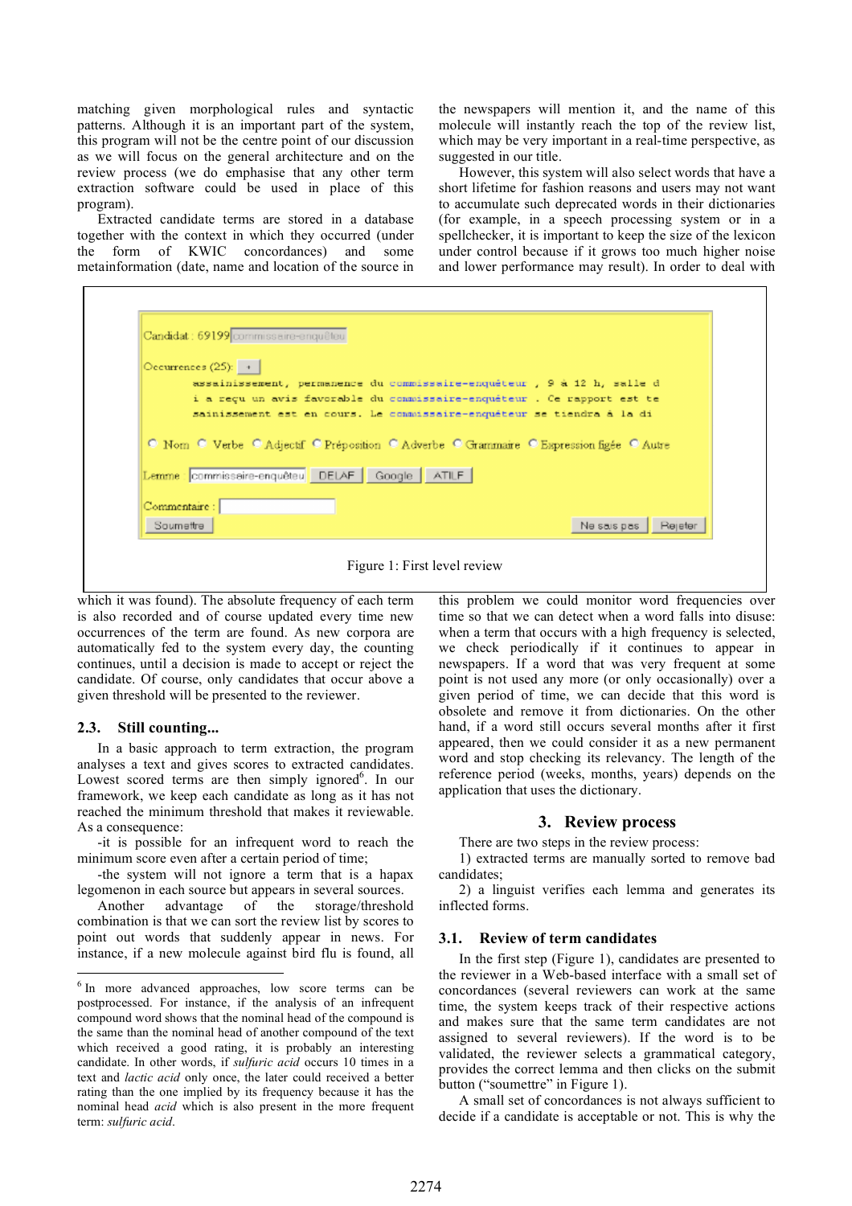matching given morphological rules and syntactic patterns. Although it is an important part of the system, this program will not be the centre point of our discussion as we will focus on the general architecture and on the review process (we do emphasise that any other term extraction software could be used in place of this program).

Extracted candidate terms are stored in a database together with the context in which they occurred (under the form of KWIC concordances) and some metainformation (date, name and location of the source in which it was found). The absolute frequency of each term is also recorded and of course updated every time new occurrences of the term are found. As new corpora are automatically fed to the system every day, the counting continues, until a decision is made to accept or reject the candidate. Of course, only candidates that occur above a given threshold will be presented to the reviewer.

### 2.3. Still counting...

In a basic approach to term extraction, the program analyses a text and gives scores to extracted candidates. Lowest scored terms are then simply ignored[6]. In our framework, we keep each candidate as long as it has not reached the minimum threshold that makes it reviewable. As a consequence:

-it is possible for an infrequent word to reach the minimum score even after a certain period of time;

-the system will not ignore a term that is a hapax legomenon in each source but appears in several sources.

Another advantage of the storage/threshold combination is that we can sort the review list by scores to point out words that suddenly appear in news. For instance, if a new molecule against bird flu is found, all the newspapers will mention it, and the name of this molecule will instantly reach the top of the review list, which may be very important in a real-time perspective, as suggested in our title.

However, this system will also select words that have a short lifetime for fashion reasons and users may not want to accumulate such deprecated words in their dictionaries (for example, in a speech processing system or in a spellchecker, it is important to keep the size of the lexicon under control because if it grows too much higher noise and lower performance may result). In order to deal with this problem we could monitor word frequencies over time so that we can detect when a word falls into disuse: when a term that occurs with a high frequency is selected, we check periodically if it continues to appear in newspapers. If a word that was very frequent at some point is not used any more (or only occasionally) over a given period of time, we can decide that this word is obsolete and remove it from dictionaries. On the other hand, if a word still occurs several months after it first appeared, then we could consider it as a new permanent word and stop checking its relevancy. The length of the reference period (weeks, months, years) depends on the application that uses the dictionary.

## 3. Review process

There are two steps in the review process:

1) extracted terms are manually sorted to remove bad candidates;

2) a linguist verifies each lemma and generates its inflected forms.

### 3.1. Review of term candidates

In the first step (Figure 1), candidates are presented to the reviewer in a Web-based interface with a small set of concordances (several reviewers can work at the same time, the system keeps track of their respective actions and makes sure that the same term candidates are not assigned to several reviewers). If the word is to be validated, the reviewer selects a grammatical category, provides the correct lemma and then clicks on the submit button (“soumettre” in Figure 1).

A small set of concordances is not always sufficient to decide if a candidate is acceptable or not. This is why the

Figure 1: First level review

[6] In more advanced approaches, low score terms can be postprocessed. For instance, if the analysis of an infrequent compound word shows that the nominal head of the compound is the same than the nominal head of another compound of the text which received a good rating, it is probably an interesting candidate. In other words, if *sulfuric acid* occurs 10 times in a text and *lactic acid* only once, the later could received a better rating than the one implied by its frequency because it has the nominal head *acid* which is also present in the more frequent term: *sulfuric acid*.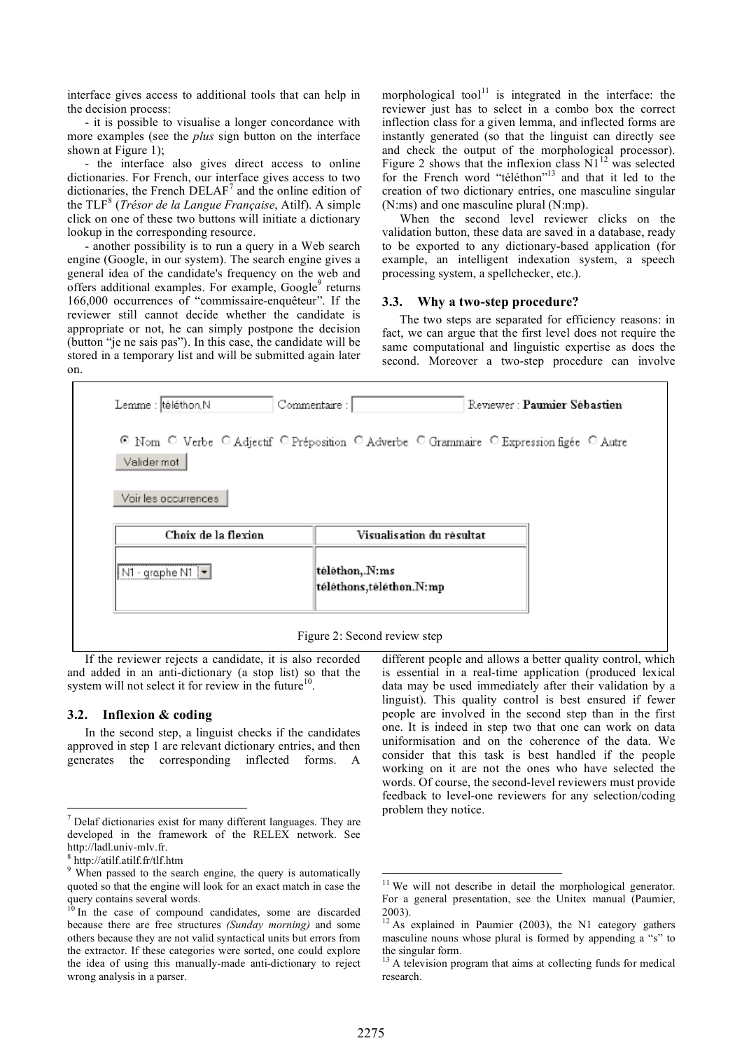interface gives access to additional tools that can help in the decision process:

- it is possible to visualise a longer concordance with more examples (see the *plus* sign button on the interface shown at Figure 1);

- the interface also gives direct access to online dictionaries. For French, our interface gives access to two dictionaries, the French DELAF[7] and the online edition of the TLF[8] (*Trésor de la Langue Française*, Atilf). A simple click on one of these two buttons will initiate a dictionary lookup in the corresponding resource.

- another possibility is to run a query in a Web search engine (Google, in our system). The search engine gives a general idea of the candidate's frequency on the web and offers additional examples. For example, Google[9] returns 166,000 occurrences of "commissaire-enquêteur". If the reviewer still cannot decide whether the candidate is appropriate or not, he can simply postpone the decision (button "je ne sais pas"). In this case, the candidate will be stored in a temporary list and will be submitted again later on.

If the reviewer rejects a candidate, it is also recorded and added in an anti-dictionary (a stop list) so that the system will not select it for review in the future[10].

### 3.2. Inflexion & coding

In the second step, a linguist checks if the candidates approved in step 1 are relevant dictionary entries, and then generates the corresponding inflected forms. A morphological tool[11] is integrated in the interface: the reviewer just has to select in a combo box the correct inflection class for a given lemma, and inflected forms are instantly generated (so that the linguist can directly see and check the output of the morphological processor). Figure 2 shows that the inflexion class N1[12] was selected for the French word "téléthon"[13] and that it led to the creation of two dictionary entries, one masculine singular (N:ms) and one masculine plural (N:mp).

When the second level reviewer clicks on the validation button, these data are saved in a database, ready to be exported to any dictionary-based application (for example, an intelligent indexation system, a speech processing system, a spellchecker, etc.).

### 3.3. Why a two-step procedure?

The two steps are separated for efficiency reasons: in fact, we can argue that the first level does not require the same computational and linguistic expertise as does the second. Moreover a two-step procedure can involve different people and allows a better quality control, which is essential in a real-time application (produced lexical data may be used immediately after their validation by a linguist). This quality control is best ensured if fewer people are involved in the second step than in the first one. It is indeed in step two that one can work on data uniformisation and on the coherence of the data. We consider that this task is best handled if the people working on it are not the ones who have selected the words. Of course, the second-level reviewers must provide feedback to level-one reviewers for any selection/coding problem they notice.

Lemme : téléthon.N  Commentaire :  Reviewer : **Paumier Sébastien**

◉ Nom ○ Verbe ○ Adjectif ○ Préposition ○ Adverbe ○ Grammaire ○ Expression figée ○ Autre

Valider mot

Voir les occurrences

| Choix de la flexion | Visualisation du résultat |
|---|---|
| N1 - graphe N1 | téléthon,.N:ms<br>téléthons,téléthon.N:mp |

Figure 2: Second review step

---

[7] Delaf dictionaries exist for many different languages. They are developed in the framework of the RELEX network. See http://ladl.univ-mlv.fr.

[8] http://atilf.atilf.fr/tlf.htm

[9] When passed to the search engine, the query is automatically quoted so that the engine will look for an exact match in case the query contains several words.

[10] In the case of compound candidates, some are discarded because there are free structures *(Sunday morning)* and some others because they are not valid syntactical units but errors from the extractor. If these categories were sorted, one could explore the idea of using this manually-made anti-dictionary to reject wrong analysis in a parser.

[11] We will not describe in detail the morphological generator. For a general presentation, see the Unitex manual (Paumier, 2003).

[12] As explained in Paumier (2003), the N1 category gathers masculine nouns whose plural is formed by appending a "s" to the singular form.

[13] A television program that aims at collecting funds for medical research.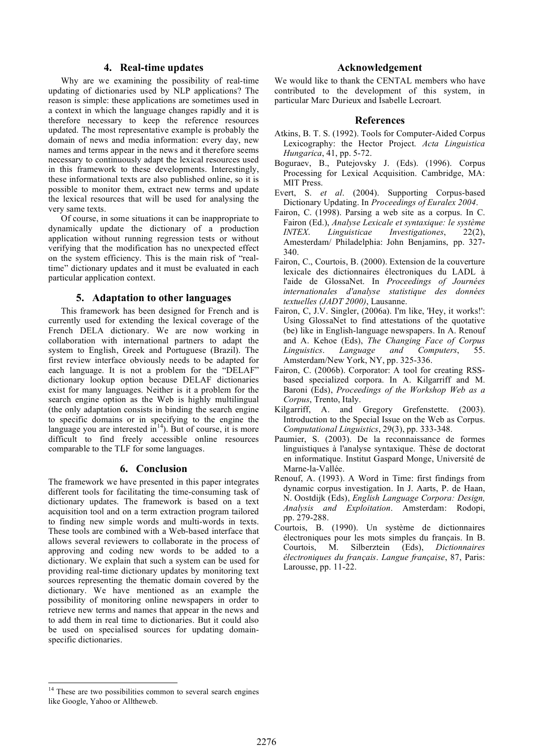## 4. Real-time updates

Why are we examining the possibility of real-time updating of dictionaries used by NLP applications? The reason is simple: these applications are sometimes used in a context in which the language changes rapidly and it is therefore necessary to keep the reference resources updated. The most representative example is probably the domain of news and media information: every day, new names and terms appear in the news and it therefore seems necessary to continuously adapt the lexical resources used in this framework to these developments. Interestingly, these informational texts are also published online, so it is possible to monitor them, extract new terms and update the lexical resources that will be used for analysing the very same texts.

Of course, in some situations it can be inappropriate to dynamically update the dictionary of a production application without running regression tests or without verifying that the modification has no unexpected effect on the system efficiency. This is the main risk of "real-time" dictionary updates and it must be evaluated in each particular application context.

## 5. Adaptation to other languages

This framework has been designed for French and is currently used for extending the lexical coverage of the French DELA dictionary. We are now working in collaboration with international partners to adapt the system to English, Greek and Portuguese (Brazil). The first review interface obviously needs to be adapted for each language. It is not a problem for the "DELAF" dictionary lookup option because DELAF dictionaries exist for many languages. Neither is it a problem for the search engine option as the Web is highly multilingual (the only adaptation consists in binding the search engine to specific domains or in specifying to the engine the language you are interested in[14]). But of course, it is more difficult to find freely accessible online resources comparable to the TLF for some languages.

## 6. Conclusion

The framework we have presented in this paper integrates different tools for facilitating the time-consuming task of dictionary updates. The framework is based on a text acquisition tool and on a term extraction program tailored to finding new simple words and multi-words in texts. These tools are combined with a Web-based interface that allows several reviewers to collaborate in the process of approving and coding new words to be added to a dictionary. We explain that such a system can be used for providing real-time dictionary updates by monitoring text sources representing the thematic domain covered by the dictionary. We have mentioned as an example the possibility of monitoring online newspapers in order to retrieve new terms and names that appear in the news and to add them in real time to dictionaries. But it could also be used on specialised sources for updating domain-specific dictionaries.

[14] These are two possibilities common to several search engines like Google, Yahoo or Alltheweb.

## Acknowledgement

We would like to thank the CENTAL members who have contributed to the development of this system, in particular Marc Durieux and Isabelle Lecroart.

## References

Atkins, B. T. S. (1992). Tools for Computer-Aided Corpus Lexicography: the Hector Project. *Acta Linguistica Hungarica*, 41, pp. 5-72.

Boguraev, B., Putejovsky J. (Eds). (1996). Corpus Processing for Lexical Acquisition. Cambridge, MA: MIT Press.

Evert, S. *et al*. (2004). Supporting Corpus-based Dictionary Updating. In *Proceedings of Euralex 2004*.

Fairon, C. (1998). Parsing a web site as a corpus. In C. Fairon (Ed.), *Analyse Lexicale et syntaxique: le système INTEX. Linguisticae Investigationes*, 22(2), Amesterdam/ Philadelphia: John Benjamins, pp. 327-340.

Fairon, C., Courtois, B. (2000). Extension de la couverture lexicale des dictionnaires électroniques du LADL à l'aide de GlossaNet. In *Proceedings of Journées internationales d'analyse statistique des données textuelles (JADT 2000)*, Lausanne.

Fairon, C, J.V. Singler, (2006a). I'm like, 'Hey, it works!': Using GlossaNet to find attestations of the quotative (be) like in English-language newspapers. In A. Renouf and A. Kehoe (Eds), *The Changing Face of Corpus Linguistics*. *Language and Computers*, 55. Amsterdam/New York, NY, pp. 325-336.

Fairon, C. (2006b). Corporator: A tool for creating RSS-based specialized corpora. In A. Kilgarriff and M. Baroni (Eds), *Proceedings of the Workshop Web as a Corpus*, Trento, Italy.

Kilgarriff, A. and Gregory Grefenstette. (2003). Introduction to the Special Issue on the Web as Corpus. *Computational Linguistics*, 29(3), pp. 333-348.

Paumier, S. (2003). De la reconnaissance de formes linguistiques à l'analyse syntaxique. Thèse de doctorat en informatique. Institut Gaspard Monge, Université de Marne-la-Vallée.

Renouf, A. (1993). A Word in Time: first findings from dynamic corpus investigation. In J. Aarts, P. de Haan, N. Oostdijk (Eds), *English Language Corpora: Design, Analysis and Exploitation*. Amsterdam: Rodopi, pp. 279-288.

Courtois, B. (1990). Un système de dictionnaires électroniques pour les mots simples du français. In B. Courtois, M. Silberztein (Eds), *Dictionnaires électroniques du français*. *Langue française*, 87, Paris: Larousse, pp. 11-22.